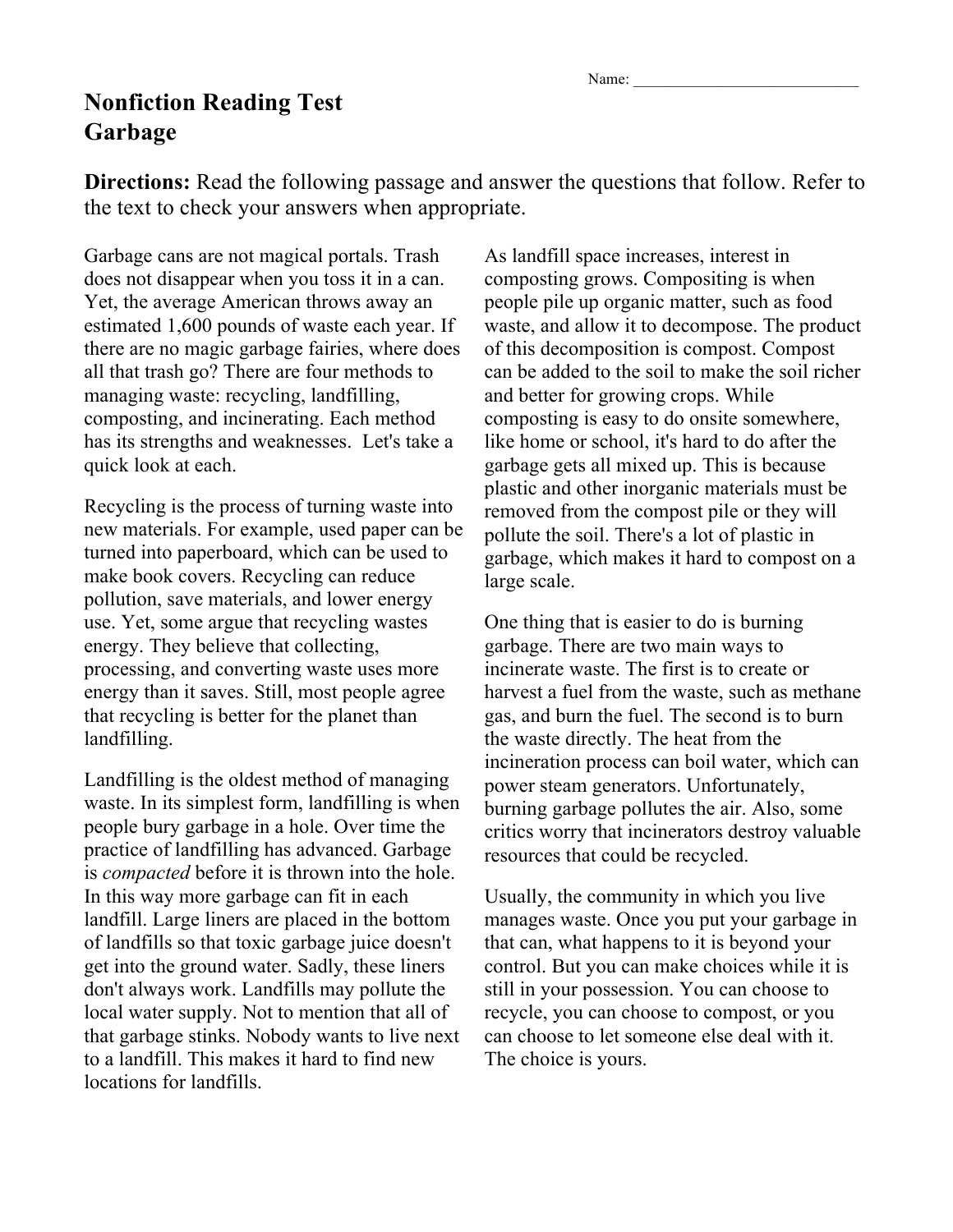Name: ____________________________

# Nonfiction Reading Test
# Garbage

**Directions:** Read the following passage and answer the questions that follow. Refer to the text to check your answers when appropriate.

Garbage cans are not magical portals. Trash does not disappear when you toss it in a can. Yet, the average American throws away an estimated 1,600 pounds of waste each year. If there are no magic garbage fairies, where does all that trash go? There are four methods to managing waste: recycling, landfilling, composting, and incinerating. Each method has its strengths and weaknesses. Let's take a quick look at each.

Recycling is the process of turning waste into new materials. For example, used paper can be turned into paperboard, which can be used to make book covers. Recycling can reduce pollution, save materials, and lower energy use. Yet, some argue that recycling wastes energy. They believe that collecting, processing, and converting waste uses more energy than it saves. Still, most people agree that recycling is better for the planet than landfilling.

Landfilling is the oldest method of managing waste. In its simplest form, landfilling is when people bury garbage in a hole. Over time the practice of landfilling has advanced. Garbage is *compacted* before it is thrown into the hole. In this way more garbage can fit in each landfill. Large liners are placed in the bottom of landfills so that toxic garbage juice doesn't get into the ground water. Sadly, these liners don't always work. Landfills may pollute the local water supply. Not to mention that all of that garbage stinks. Nobody wants to live next to a landfill. This makes it hard to find new locations for landfills.

As landfill space increases, interest in composting grows. Compositing is when people pile up organic matter, such as food waste, and allow it to decompose. The product of this decomposition is compost. Compost can be added to the soil to make the soil richer and better for growing crops. While composting is easy to do onsite somewhere, like home or school, it's hard to do after the garbage gets all mixed up. This is because plastic and other inorganic materials must be removed from the compost pile or they will pollute the soil. There's a lot of plastic in garbage, which makes it hard to compost on a large scale.

One thing that is easier to do is burning garbage. There are two main ways to incinerate waste. The first is to create or harvest a fuel from the waste, such as methane gas, and burn the fuel. The second is to burn the waste directly. The heat from the incineration process can boil water, which can power steam generators. Unfortunately, burning garbage pollutes the air. Also, some critics worry that incinerators destroy valuable resources that could be recycled.

Usually, the community in which you live manages waste. Once you put your garbage in that can, what happens to it is beyond your control. But you can make choices while it is still in your possession. You can choose to recycle, you can choose to compost, or you can choose to let someone else deal with it. The choice is yours.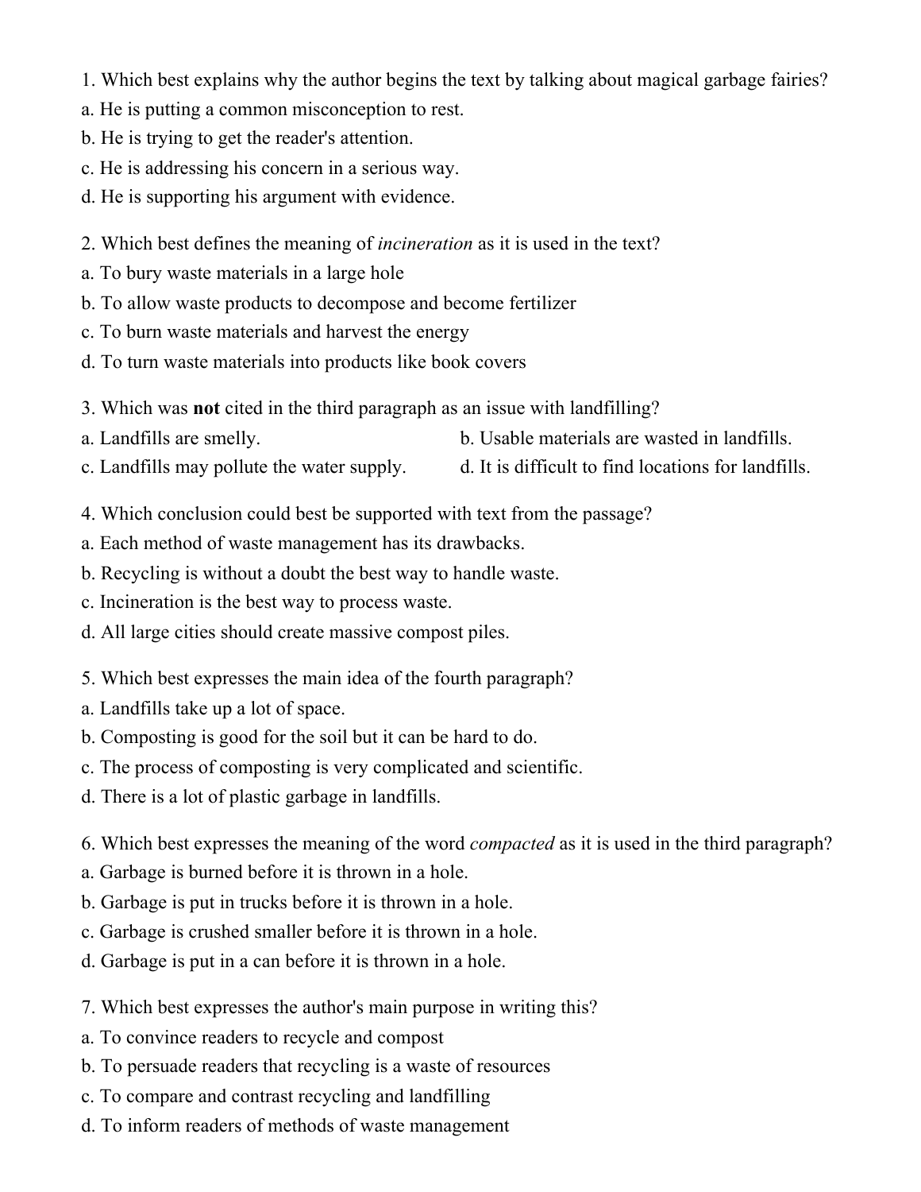1. Which best explains why the author begins the text by talking about magical garbage fairies?

a. He is putting a common misconception to rest.
b. He is trying to get the reader's attention.
c. He is addressing his concern in a serious way.
d. He is supporting his argument with evidence.

2. Which best defines the meaning of *incineration* as it is used in the text?

a. To bury waste materials in a large hole
b. To allow waste products to decompose and become fertilizer
c. To burn waste materials and harvest the energy
d. To turn waste materials into products like book covers

3. Which was **not** cited in the third paragraph as an issue with landfilling?

a. Landfills are smelly.
b. Usable materials are wasted in landfills.
c. Landfills may pollute the water supply.
d. It is difficult to find locations for landfills.

4. Which conclusion could best be supported with text from the passage?

a. Each method of waste management has its drawbacks.
b. Recycling is without a doubt the best way to handle waste.
c. Incineration is the best way to process waste.
d. All large cities should create massive compost piles.

5. Which best expresses the main idea of the fourth paragraph?

a. Landfills take up a lot of space.
b. Composting is good for the soil but it can be hard to do.
c. The process of composting is very complicated and scientific.
d. There is a lot of plastic garbage in landfills.

6. Which best expresses the meaning of the word *compacted* as it is used in the third paragraph?

a. Garbage is burned before it is thrown in a hole.
b. Garbage is put in trucks before it is thrown in a hole.
c. Garbage is crushed smaller before it is thrown in a hole.
d. Garbage is put in a can before it is thrown in a hole.

7. Which best expresses the author's main purpose in writing this?

a. To convince readers to recycle and compost
b. To persuade readers that recycling is a waste of resources
c. To compare and contrast recycling and landfilling
d. To inform readers of methods of waste management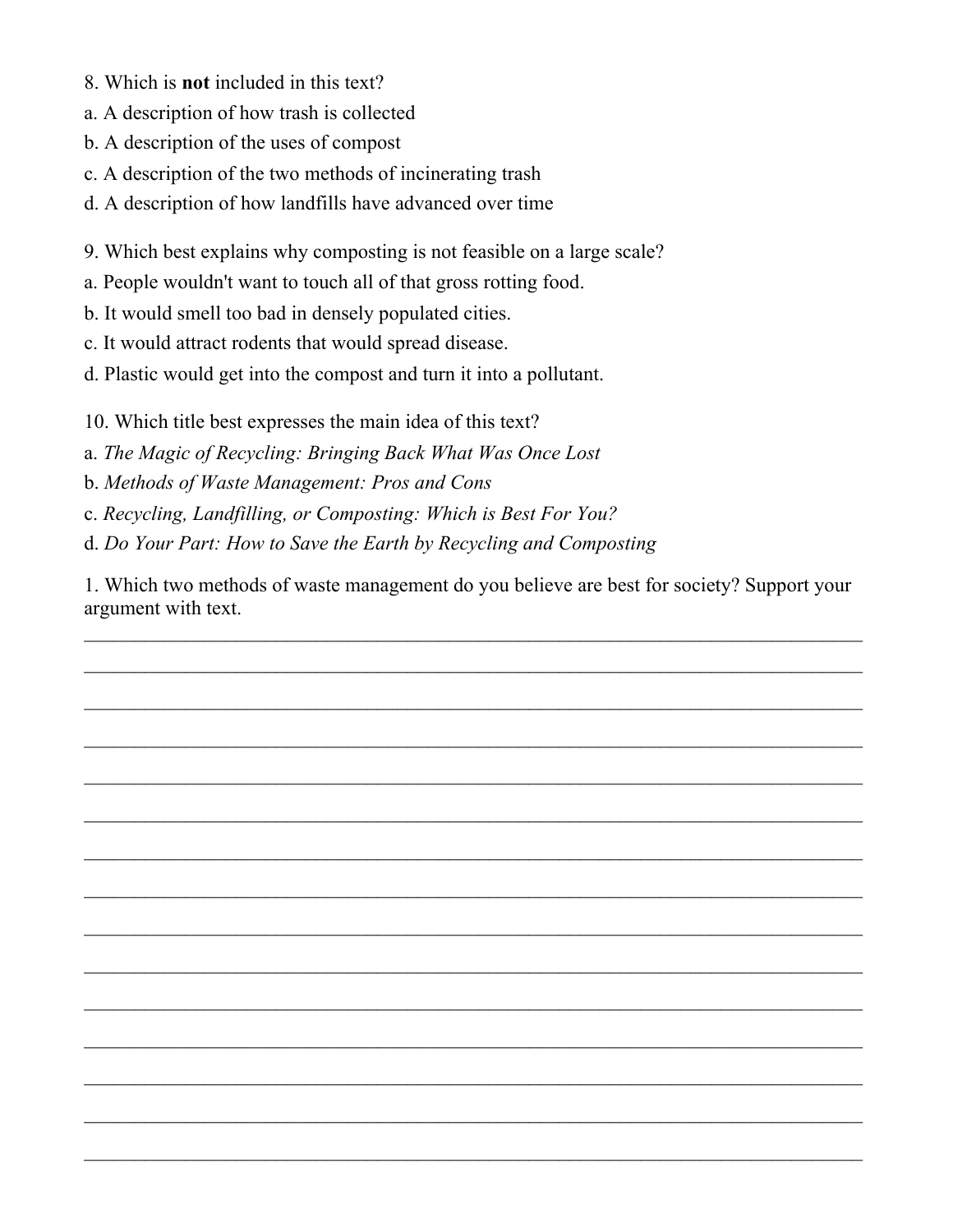8. Which is **not** included in this text?
a. A description of how trash is collected
b. A description of the uses of compost
c. A description of the two methods of incinerating trash
d. A description of how landfills have advanced over time

9. Which best explains why composting is not feasible on a large scale?
a. People wouldn't want to touch all of that gross rotting food.
b. It would smell too bad in densely populated cities.
c. It would attract rodents that would spread disease.
d. Plastic would get into the compost and turn it into a pollutant.

10. Which title best expresses the main idea of this text?
a. *The Magic of Recycling: Bringing Back What Was Once Lost*
b. *Methods of Waste Management: Pros and Cons*
c. *Recycling, Landfilling, or Composting: Which is Best For You?*
d. *Do Your Part: How to Save the Earth by Recycling and Composting*

1. Which two methods of waste management do you believe are best for society? Support your argument with text.

_______________________________________________________________________________

_______________________________________________________________________________

_______________________________________________________________________________

_______________________________________________________________________________

_______________________________________________________________________________

_______________________________________________________________________________

_______________________________________________________________________________

_______________________________________________________________________________

_______________________________________________________________________________

_______________________________________________________________________________

_______________________________________________________________________________

_______________________________________________________________________________

_______________________________________________________________________________

_______________________________________________________________________________

_______________________________________________________________________________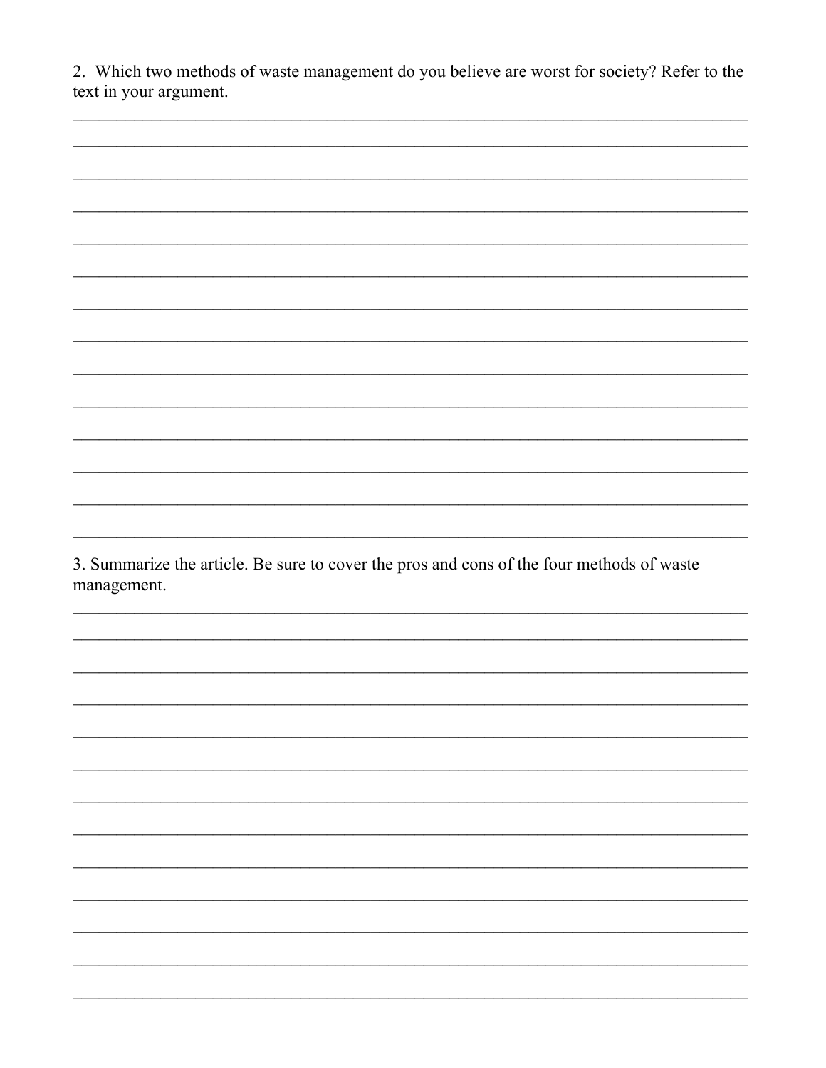2. Which two methods of waste management do you believe are worst for society? Refer to the text in your argument.

______________________________________________________________________________

______________________________________________________________________________

______________________________________________________________________________

______________________________________________________________________________

______________________________________________________________________________

______________________________________________________________________________

______________________________________________________________________________

______________________________________________________________________________

______________________________________________________________________________

______________________________________________________________________________

______________________________________________________________________________

______________________________________________________________________________

______________________________________________________________________________

______________________________________________________________________________

3. Summarize the article. Be sure to cover the pros and cons of the four methods of waste management.

______________________________________________________________________________

______________________________________________________________________________

______________________________________________________________________________

______________________________________________________________________________

______________________________________________________________________________

______________________________________________________________________________

______________________________________________________________________________

______________________________________________________________________________

______________________________________________________________________________

______________________________________________________________________________

______________________________________________________________________________

______________________________________________________________________________

______________________________________________________________________________